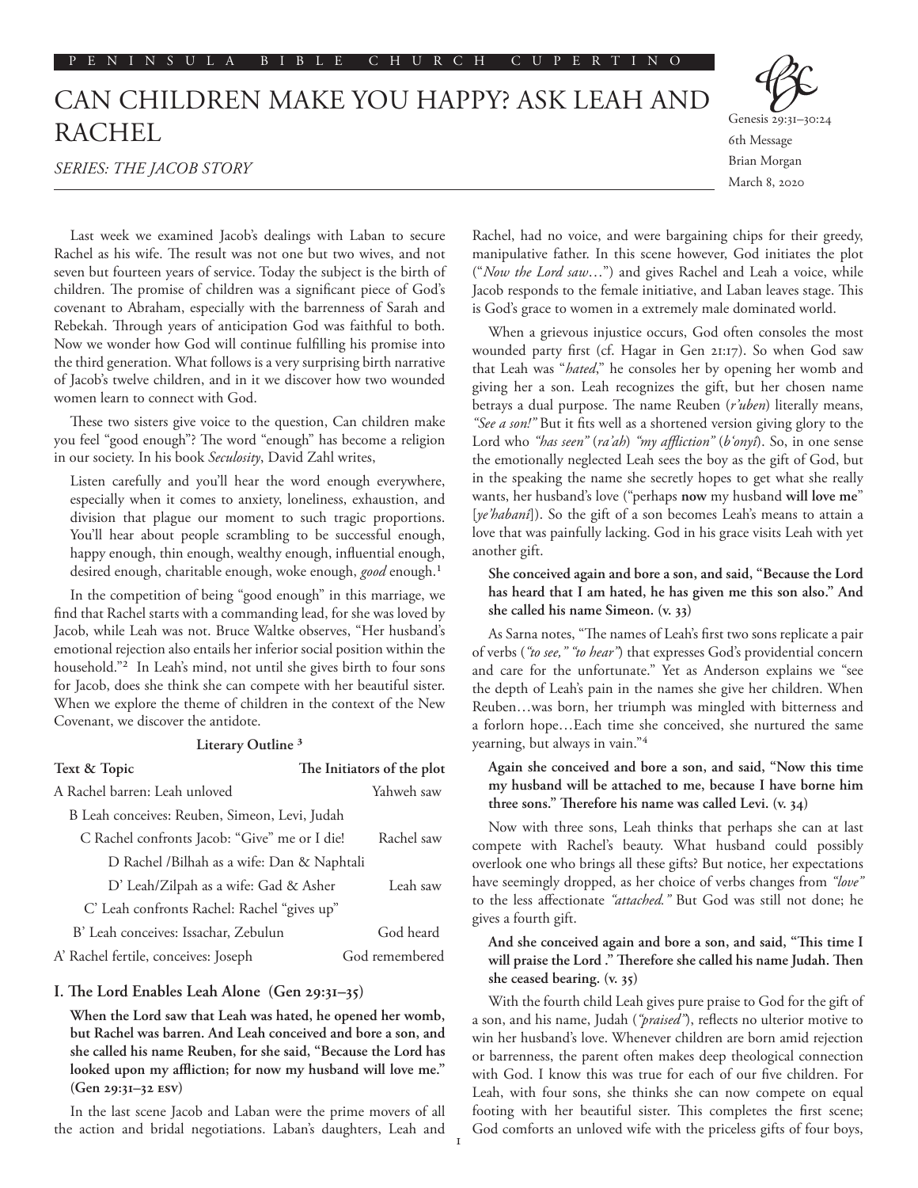PENINSULA BIBLE CHURCH CUPERTINO

# CAN CHILDREN MAKE YOU HAPPY? ASK LEAH AND RACHEL

*SERIES: THE JACOB STORY*

Genesis 29:31–30:24
6th Message
Brian Morgan
March 8, 2020

Last week we examined Jacob's dealings with Laban to secure Rachel as his wife. The result was not one but two wives, and not seven but fourteen years of service. Today the subject is the birth of children. The promise of children was a significant piece of God's covenant to Abraham, especially with the barrenness of Sarah and Rebekah. Through years of anticipation God was faithful to both. Now we wonder how God will continue fulfilling his promise into the third generation. What follows is a very surprising birth narrative of Jacob's twelve children, and in it we discover how two wounded women learn to connect with God.

These two sisters give voice to the question, Can children make you feel "good enough"? The word "enough" has become a religion in our society. In his book *Seculosity*, David Zahl writes,

> Listen carefully and you'll hear the word enough everywhere, especially when it comes to anxiety, loneliness, exhaustion, and division that plague our moment to such tragic proportions. You'll hear about people scrambling to be successful enough, happy enough, thin enough, wealthy enough, influential enough, desired enough, charitable enough, woke enough, *good* enough.[1]

In the competition of being "good enough" in this marriage, we find that Rachel starts with a commanding lead, for she was loved by Jacob, while Leah was not. Bruce Waltke observes, "Her husband's emotional rejection also entails her inferior social position within the household."[2] In Leah's mind, not until she gives birth to four sons for Jacob, does she think she can compete with her beautiful sister. When we explore the theme of children in the context of the New Covenant, we discover the antidote.

**Literary Outline [3]**

| Text & Topic | The Initiators of the plot |
|---|---|
| A Rachel barren: Leah unloved | Yahweh saw |
| B Leah conceives: Reuben, Simeon, Levi, Judah | |
| C Rachel confronts Jacob: "Give" me or I die! | Rachel saw |
| D Rachel /Bilhah as a wife: Dan & Naphtali | |
| D' Leah/Zilpah as a wife: Gad & Asher | Leah saw |
| C' Leah confronts Rachel: Rachel "gives up" | |
| B' Leah conceives: Issachar, Zebulun | God heard |
| A' Rachel fertile, conceives: Joseph | God remembered |

## I. The Lord Enables Leah Alone (Gen 29:31–35)

**When the Lord saw that Leah was hated, he opened her womb, but Rachel was barren. And Leah conceived and bore a son, and she called his name Reuben, for she said, "Because the Lord has looked upon my affliction; for now my husband will love me." (Gen 29:31–32 ESV)**

In the last scene Jacob and Laban were the prime movers of all the action and bridal negotiations. Laban's daughters, Leah and Rachel, had no voice, and were bargaining chips for their greedy, manipulative father. In this scene however, God initiates the plot ("*Now the Lord saw*…") and gives Rachel and Leah a voice, while Jacob responds to the female initiative, and Laban leaves stage. This is God's grace to women in a extremely male dominated world.

When a grievous injustice occurs, God often consoles the most wounded party first (cf. Hagar in Gen 21:17). So when God saw that Leah was "*hated*," he consoles her by opening her womb and giving her a son. Leah recognizes the gift, but her chosen name betrays a dual purpose. The name Reuben (*r'uben*) literally means, *"See a son!"* But it fits well as a shortened version giving glory to the Lord who *"has seen"* (*ra'ah*) *"my affliction"* (*b'onyi*). So, in one sense the emotionally neglected Leah sees the boy as the gift of God, but in the speaking the name she secretly hopes to get what she really wants, her husband's love ("perhaps **now** my husband **will love me**" [*ye'habani*]). So the gift of a son becomes Leah's means to attain a love that was painfully lacking. God in his grace visits Leah with yet another gift.

**She conceived again and bore a son, and said, "Because the Lord has heard that I am hated, he has given me this son also." And she called his name Simeon. (v. 33)**

As Sarna notes, "The names of Leah's first two sons replicate a pair of verbs (*"to see," "to hear"*) that expresses God's providential concern and care for the unfortunate." Yet as Anderson explains we "see the depth of Leah's pain in the names she give her children. When Reuben…was born, her triumph was mingled with bitterness and a forlorn hope…Each time she conceived, she nurtured the same yearning, but always in vain."[4]

**Again she conceived and bore a son, and said, "Now this time my husband will be attached to me, because I have borne him three sons." Therefore his name was called Levi. (v. 34)**

Now with three sons, Leah thinks that perhaps she can at last compete with Rachel's beauty. What husband could possibly overlook one who brings all these gifts? But notice, her expectations have seemingly dropped, as her choice of verbs changes from *"love"* to the less affectionate *"attached."* But God was still not done; he gives a fourth gift.

**And she conceived again and bore a son, and said, "This time I will praise the Lord ." Therefore she called his name Judah. Then she ceased bearing. (v. 35)**

With the fourth child Leah gives pure praise to God for the gift of a son, and his name, Judah (*"praised"*), reflects no ulterior motive to win her husband's love. Whenever children are born amid rejection or barrenness, the parent often makes deep theological connection with God. I know this was true for each of our five children. For Leah, with four sons, she thinks she can now compete on equal footing with her beautiful sister. This completes the first scene; God comforts an unloved wife with the priceless gifts of four boys,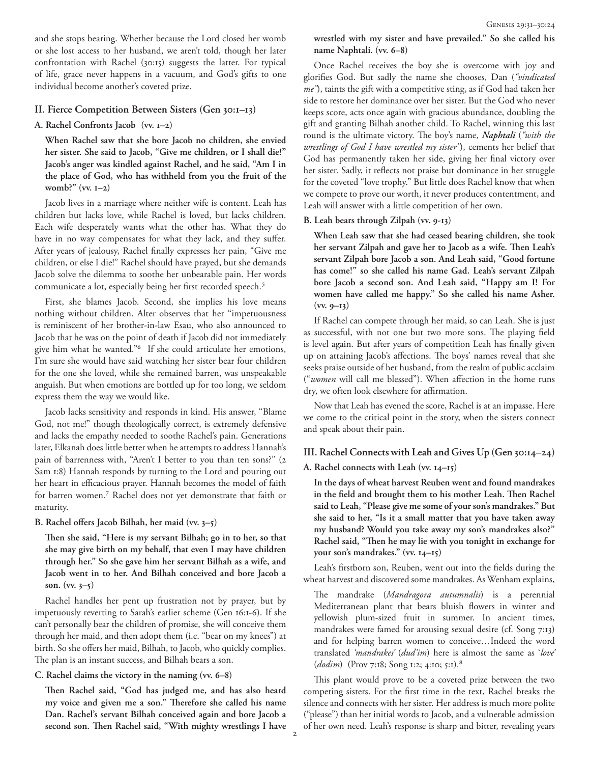and she stops bearing. Whether because the Lord closed her womb or she lost access to her husband, we aren't told, though her later confrontation with Rachel (30:15) suggests the latter. For typical of life, grace never happens in a vacuum, and God's gifts to one individual become another's coveted prize.

## II. Fierce Competition Between Sisters (Gen 30:1–13)

### A. Rachel Confronts Jacob (vv. 1–2)

> **When Rachel saw that she bore Jacob no children, she envied her sister. She said to Jacob, "Give me children, or I shall die!" Jacob's anger was kindled against Rachel, and he said, "Am I in the place of God, who has withheld from you the fruit of the womb?" (vv. 1–2)**

Jacob lives in a marriage where neither wife is content. Leah has children but lacks love, while Rachel is loved, but lacks children. Each wife desperately wants what the other has. What they do have in no way compensates for what they lack, and they suffer. After years of jealousy, Rachel finally expresses her pain, "Give me children, or else I die!" Rachel should have prayed, but she demands Jacob solve the dilemma to soothe her unbearable pain. Her words communicate a lot, especially being her first recorded speech.[5]

First, she blames Jacob. Second, she implies his love means nothing without children. Alter observes that her "impetuousness is reminiscent of her brother-in-law Esau, who also announced to Jacob that he was on the point of death if Jacob did not immediately give him what he wanted."[6] If she could articulate her emotions, I'm sure she would have said watching her sister bear four children for the one she loved, while she remained barren, was unspeakable anguish. But when emotions are bottled up for too long, we seldom express them the way we would like.

Jacob lacks sensitivity and responds in kind. His answer, "Blame God, not me!" though theologically correct, is extremely defensive and lacks the empathy needed to soothe Rachel's pain. Generations later, Elkanah does little better when he attempts to address Hannah's pain of barrenness with, "Aren't I better to you than ten sons?" (2 Sam 1:8) Hannah responds by turning to the Lord and pouring out her heart in efficacious prayer. Hannah becomes the model of faith for barren women.[7] Rachel does not yet demonstrate that faith or maturity.

### B. Rachel offers Jacob Bilhah, her maid (vv. 3–5)

> **Then she said, "Here is my servant Bilhah; go in to her, so that she may give birth on my behalf, that even I may have children through her." So she gave him her servant Bilhah as a wife, and Jacob went in to her. And Bilhah conceived and bore Jacob a son. (vv. 3–5)**

Rachel handles her pent up frustration not by prayer, but by impetuously reverting to Sarah's earlier scheme (Gen 16:1-6). If she can't personally bear the children of promise, she will conceive them through her maid, and then adopt them (i.e. "bear on my knees") at birth. So she offers her maid, Bilhah, to Jacob, who quickly complies. The plan is an instant success, and Bilhah bears a son.

### C. Rachel claims the victory in the naming (vv. 6–8)

> **Then Rachel said, "God has judged me, and has also heard my voice and given me a son." Therefore she called his name Dan. Rachel's servant Bilhah conceived again and bore Jacob a second son. Then Rachel said, "With mighty wrestlings I have wrestled with my sister and have prevailed." So she called his name Naphtali. (vv. 6–8)**

Once Rachel receives the boy she is overcome with joy and glorifies God. But sadly the name she chooses, Dan (*"vindicated me"*), taints the gift with a competitive sting, as if God had taken her side to restore her dominance over her sister. But the God who never keeps score, acts once again with gracious abundance, doubling the gift and granting Bilhah another child. To Rachel, winning this last round is the ultimate victory. The boy's name, ***Naphtali*** (*"with the wrestlings of God I have wrestled my sister"*), cements her belief that God has permanently taken her side, giving her final victory over her sister. Sadly, it reflects not praise but dominance in her struggle for the coveted "love trophy." But little does Rachel know that when we compete to prove our worth, it never produces contentment, and Leah will answer with a little competition of her own.

### B. Leah bears through Zilpah (vv. 9-13)

> **When Leah saw that she had ceased bearing children, she took her servant Zilpah and gave her to Jacob as a wife. Then Leah's servant Zilpah bore Jacob a son. And Leah said, "Good fortune has come!" so she called his name Gad. Leah's servant Zilpah bore Jacob a second son. And Leah said, "Happy am I! For women have called me happy." So she called his name Asher. (vv. 9–13)**

If Rachel can compete through her maid, so can Leah. She is just as successful, with not one but two more sons. The playing field is level again. But after years of competition Leah has finally given up on attaining Jacob's affections. The boys' names reveal that she seeks praise outside of her husband, from the realm of public acclaim ("*women* will call me blessed"). When affection in the home runs dry, we often look elsewhere for affirmation.

Now that Leah has evened the score, Rachel is at an impasse. Here we come to the critical point in the story, when the sisters connect and speak about their pain.

## III. Rachel Connects with Leah and Gives Up (Gen 30:14–24)

### A. Rachel connects with Leah (vv. 14–15)

> **In the days of wheat harvest Reuben went and found mandrakes in the field and brought them to his mother Leah. Then Rachel said to Leah, "Please give me some of your son's mandrakes." But she said to her, "Is it a small matter that you have taken away my husband? Would you take away my son's mandrakes also?" Rachel said, "Then he may lie with you tonight in exchange for your son's mandrakes." (vv. 14–15)**

Leah's firstborn son, Reuben, went out into the fields during the wheat harvest and discovered some mandrakes. As Wenham explains,

> The mandrake (*Mandragora autumnalis*) is a perennial Mediterranean plant that bears bluish flowers in winter and yellowish plum-sized fruit in summer. In ancient times, mandrakes were famed for arousing sexual desire (cf. Song 7:13) and for helping barren women to conceive…Indeed the word translated *'mandrakes'* (*dud'im*) here is almost the same as '*love*' (*dodim*) (Prov 7:18; Song 1:2; 4:10; 5:1).[8]

This plant would prove to be a coveted prize between the two competing sisters. For the first time in the text, Rachel breaks the silence and connects with her sister. Her address is much more polite ("please") than her initial words to Jacob, and a vulnerable admission of her own need. Leah's response is sharp and bitter, revealing years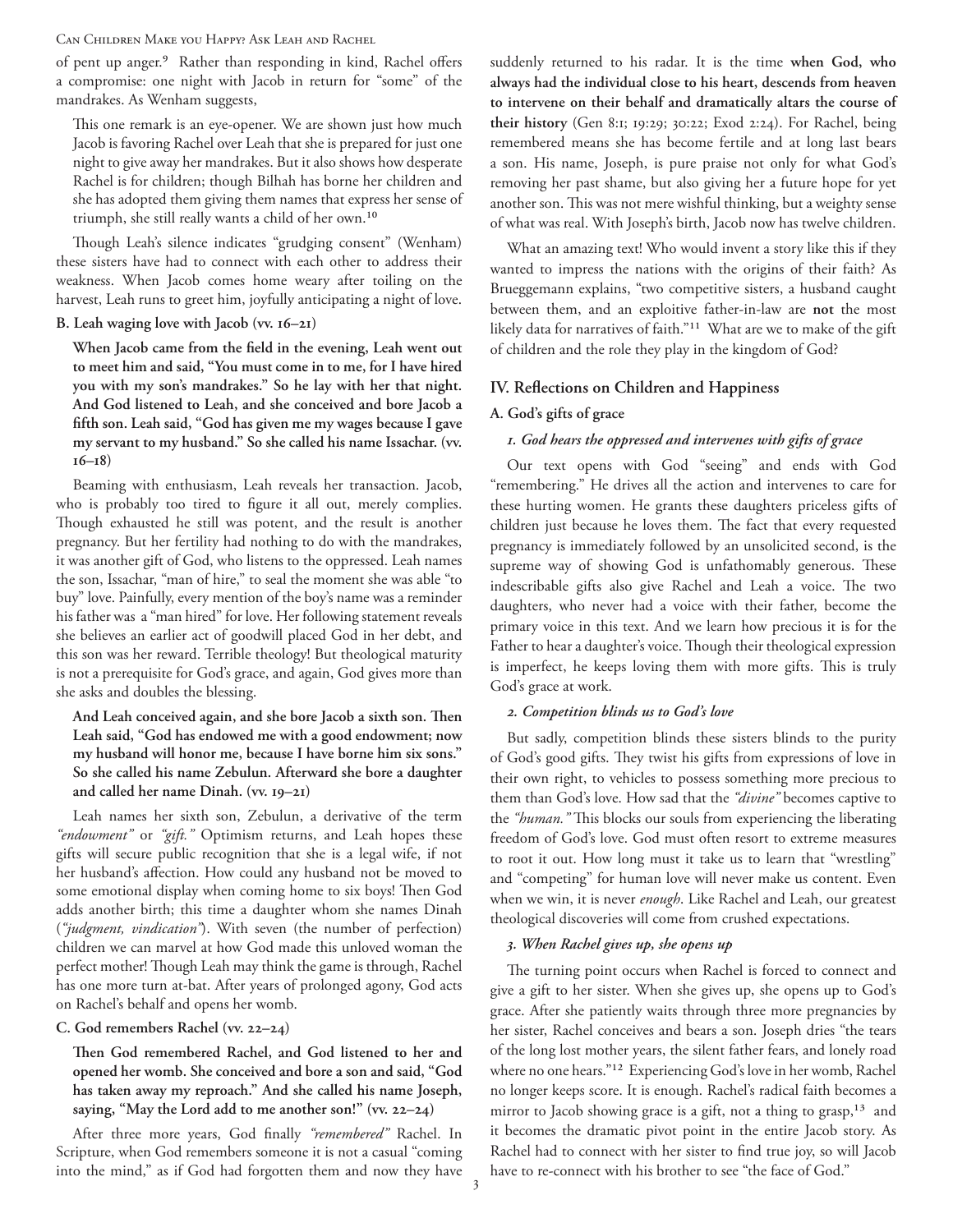of pent up anger.[9] Rather than responding in kind, Rachel offers a compromise: one night with Jacob in return for "some" of the mandrakes. As Wenham suggests,

> This one remark is an eye-opener. We are shown just how much Jacob is favoring Rachel over Leah that she is prepared for just one night to give away her mandrakes. But it also shows how desperate Rachel is for children; though Bilhah has borne her children and she has adopted them giving them names that express her sense of triumph, she still really wants a child of her own.[10]

Though Leah's silence indicates "grudging consent" (Wenham) these sisters have had to connect with each other to address their weakness. When Jacob comes home weary after toiling on the harvest, Leah runs to greet him, joyfully anticipating a night of love.

### B. Leah waging love with Jacob (vv. 16–21)

> **When Jacob came from the field in the evening, Leah went out to meet him and said, "You must come in to me, for I have hired you with my son's mandrakes." So he lay with her that night. And God listened to Leah, and she conceived and bore Jacob a fifth son. Leah said, "God has given me my wages because I gave my servant to my husband." So she called his name Issachar. (vv. 16–18)**

Beaming with enthusiasm, Leah reveals her transaction. Jacob, who is probably too tired to figure it all out, merely complies. Though exhausted he still was potent, and the result is another pregnancy. But her fertility had nothing to do with the mandrakes, it was another gift of God, who listens to the oppressed. Leah names the son, Issachar, "man of hire," to seal the moment she was able "to buy" love. Painfully, every mention of the boy's name was a reminder his father was a "man hired" for love. Her following statement reveals she believes an earlier act of goodwill placed God in her debt, and this son was her reward. Terrible theology! But theological maturity is not a prerequisite for God's grace, and again, God gives more than she asks and doubles the blessing.

> **And Leah conceived again, and she bore Jacob a sixth son. Then Leah said, "God has endowed me with a good endowment; now my husband will honor me, because I have borne him six sons." So she called his name Zebulun. Afterward she bore a daughter and called her name Dinah. (vv. 19–21)**

Leah names her sixth son, Zebulun, a derivative of the term *"endowment"* or *"gift."* Optimism returns, and Leah hopes these gifts will secure public recognition that she is a legal wife, if not her husband's affection. How could any husband not be moved to some emotional display when coming home to six boys! Then God adds another birth; this time a daughter whom she names Dinah (*"judgment, vindication"*). With seven (the number of perfection) children we can marvel at how God made this unloved woman the perfect mother! Though Leah may think the game is through, Rachel has one more turn at-bat. After years of prolonged agony, God acts on Rachel's behalf and opens her womb.

### C. God remembers Rachel (vv. 22–24)

> **Then God remembered Rachel, and God listened to her and opened her womb. She conceived and bore a son and said, "God has taken away my reproach." And she called his name Joseph, saying, "May the Lord add to me another son!" (vv. 22–24)**

After three more years, God finally *"remembered"* Rachel. In Scripture, when God remembers someone it is not a casual "coming into the mind," as if God had forgotten them and now they have suddenly returned to his radar. It is the time **when God, who always had the individual close to his heart, descends from heaven to intervene on their behalf and dramatically altars the course of their history** (Gen 8:1; 19:29; 30:22; Exod 2:24). For Rachel, being remembered means she has become fertile and at long last bears a son. His name, Joseph, is pure praise not only for what God's removing her past shame, but also giving her a future hope for yet another son. This was not mere wishful thinking, but a weighty sense of what was real. With Joseph's birth, Jacob now has twelve children.

What an amazing text! Who would invent a story like this if they wanted to impress the nations with the origins of their faith? As Brueggemann explains, "two competitive sisters, a husband caught between them, and an exploitive father-in-law are **not** the most likely data for narratives of faith."[11] What are we to make of the gift of children and the role they play in the kingdom of God?

## IV. Reflections on Children and Happiness

### A. God's gifts of grace

#### *1. God hears the oppressed and intervenes with gifts of grace*

Our text opens with God "seeing" and ends with God "remembering." He drives all the action and intervenes to care for these hurting women. He grants these daughters priceless gifts of children just because he loves them. The fact that every requested pregnancy is immediately followed by an unsolicited second, is the supreme way of showing God is unfathomably generous. These indescribable gifts also give Rachel and Leah a voice. The two daughters, who never had a voice with their father, become the primary voice in this text. And we learn how precious it is for the Father to hear a daughter's voice. Though their theological expression is imperfect, he keeps loving them with more gifts. This is truly God's grace at work.

#### *2. Competition blinds us to God's love*

But sadly, competition blinds these sisters blinds to the purity of God's good gifts. They twist his gifts from expressions of love in their own right, to vehicles to possess something more precious to them than God's love. How sad that the *"divine"* becomes captive to the *"human."* This blocks our souls from experiencing the liberating freedom of God's love. God must often resort to extreme measures to root it out. How long must it take us to learn that "wrestling" and "competing" for human love will never make us content. Even when we win, it is never *enough*. Like Rachel and Leah, our greatest theological discoveries will come from crushed expectations.

#### *3. When Rachel gives up, she opens up*

The turning point occurs when Rachel is forced to connect and give a gift to her sister. When she gives up, she opens up to God's grace. After she patiently waits through three more pregnancies by her sister, Rachel conceives and bears a son. Joseph dries "the tears of the long lost mother years, the silent father fears, and lonely road where no one hears."[12] Experiencing God's love in her womb, Rachel no longer keeps score. It is enough. Rachel's radical faith becomes a mirror to Jacob showing grace is a gift, not a thing to grasp,[13] and it becomes the dramatic pivot point in the entire Jacob story. As Rachel had to connect with her sister to find true joy, so will Jacob have to re-connect with his brother to see "the face of God."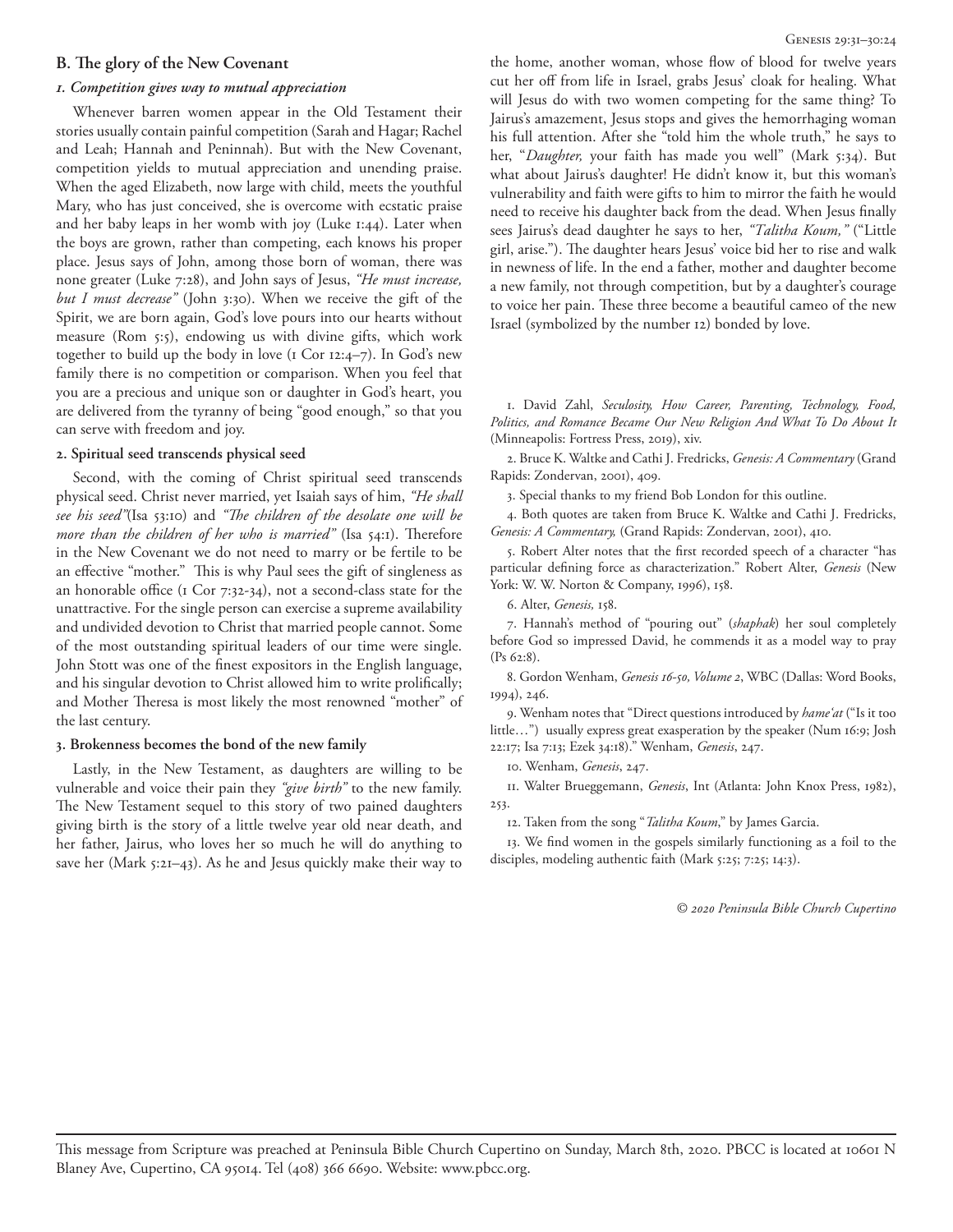## B. The glory of the New Covenant

### *1. Competition gives way to mutual appreciation*

Whenever barren women appear in the Old Testament their stories usually contain painful competition (Sarah and Hagar; Rachel and Leah; Hannah and Peninnah). But with the New Covenant, competition yields to mutual appreciation and unending praise. When the aged Elizabeth, now large with child, meets the youthful Mary, who has just conceived, she is overcome with ecstatic praise and her baby leaps in her womb with joy (Luke 1:44). Later when the boys are grown, rather than competing, each knows his proper place. Jesus says of John, among those born of woman, there was none greater (Luke 7:28), and John says of Jesus, *"He must increase, but I must decrease"* (John 3:30). When we receive the gift of the Spirit, we are born again, God's love pours into our hearts without measure (Rom 5:5), endowing us with divine gifts, which work together to build up the body in love (1 Cor 12:4–7). In God's new family there is no competition or comparison. When you feel that you are a precious and unique son or daughter in God's heart, you are delivered from the tyranny of being "good enough," so that you can serve with freedom and joy.

### 2. Spiritual seed transcends physical seed

Second, with the coming of Christ spiritual seed transcends physical seed. Christ never married, yet Isaiah says of him, *"He shall see his seed"*(Isa 53:10) and *"The children of the desolate one will be more than the children of her who is married"* (Isa 54:1). Therefore in the New Covenant we do not need to marry or be fertile to be an effective "mother." This is why Paul sees the gift of singleness as an honorable office (1 Cor 7:32-34), not a second-class state for the unattractive. For the single person can exercise a supreme availability and undivided devotion to Christ that married people cannot. Some of the most outstanding spiritual leaders of our time were single. John Stott was one of the finest expositors in the English language, and his singular devotion to Christ allowed him to write prolifically; and Mother Theresa is most likely the most renowned "mother" of the last century.

### 3. Brokenness becomes the bond of the new family

Lastly, in the New Testament, as daughters are willing to be vulnerable and voice their pain they *"give birth"* to the new family. The New Testament sequel to this story of two pained daughters giving birth is the story of a little twelve year old near death, and her father, Jairus, who loves her so much he will do anything to save her (Mark 5:21–43). As he and Jesus quickly make their way to the home, another woman, whose flow of blood for twelve years cut her off from life in Israel, grabs Jesus' cloak for healing. What will Jesus do with two women competing for the same thing? To Jairus's amazement, Jesus stops and gives the hemorrhaging woman his full attention. After she "told him the whole truth," he says to her, "*Daughter,* your faith has made you well" (Mark 5:34). But what about Jairus's daughter! He didn't know it, but this woman's vulnerability and faith were gifts to him to mirror the faith he would need to receive his daughter back from the dead. When Jesus finally sees Jairus's dead daughter he says to her, *"Talitha Koum,"* ("Little girl, arise."). The daughter hears Jesus' voice bid her to rise and walk in newness of life. In the end a father, mother and daughter become a new family, not through competition, but by a daughter's courage to voice her pain. These three become a beautiful cameo of the new Israel (symbolized by the number 12) bonded by love.

1. David Zahl, *Seculosity, How Career, Parenting, Technology, Food, Politics, and Romance Became Our New Religion And What To Do About It* (Minneapolis: Fortress Press, 2019), xiv.

2. Bruce K. Waltke and Cathi J. Fredricks, *Genesis: A Commentary* (Grand Rapids: Zondervan, 2001), 409.

3. Special thanks to my friend Bob London for this outline.

4. Both quotes are taken from Bruce K. Waltke and Cathi J. Fredricks, *Genesis: A Commentary,* (Grand Rapids: Zondervan, 2001), 410.

5. Robert Alter notes that the first recorded speech of a character "has particular defining force as characterization." Robert Alter, *Genesis* (New York: W. W. Norton & Company, 1996), 158.

6. Alter, *Genesis,* 158.

7. Hannah's method of "pouring out" (*shaphak*) her soul completely before God so impressed David, he commends it as a model way to pray (Ps 62:8).

8. Gordon Wenham, *Genesis 16-50, Volume 2*, WBC (Dallas: Word Books, 1994), 246.

9. Wenham notes that "Direct questions introduced by *hame'at* ("Is it too little…") usually express great exasperation by the speaker (Num 16:9; Josh 22:17; Isa 7:13; Ezek 34:18)." Wenham, *Genesis*, 247.

10. Wenham, *Genesis*, 247.

11. Walter Brueggemann, *Genesis*, Int (Atlanta: John Knox Press, 1982), 253.

12. Taken from the song "*Talitha Koum*," by James Garcia.

13. We find women in the gospels similarly functioning as a foil to the disciples, modeling authentic faith (Mark 5:25; 7:25; 14:3).

*© 2020 Peninsula Bible Church Cupertino*

This message from Scripture was preached at Peninsula Bible Church Cupertino on Sunday, March 8th, 2020. PBCC is located at 10601 N Blaney Ave, Cupertino, CA 95014. Tel (408) 366 6690. Website: www.pbcc.org.